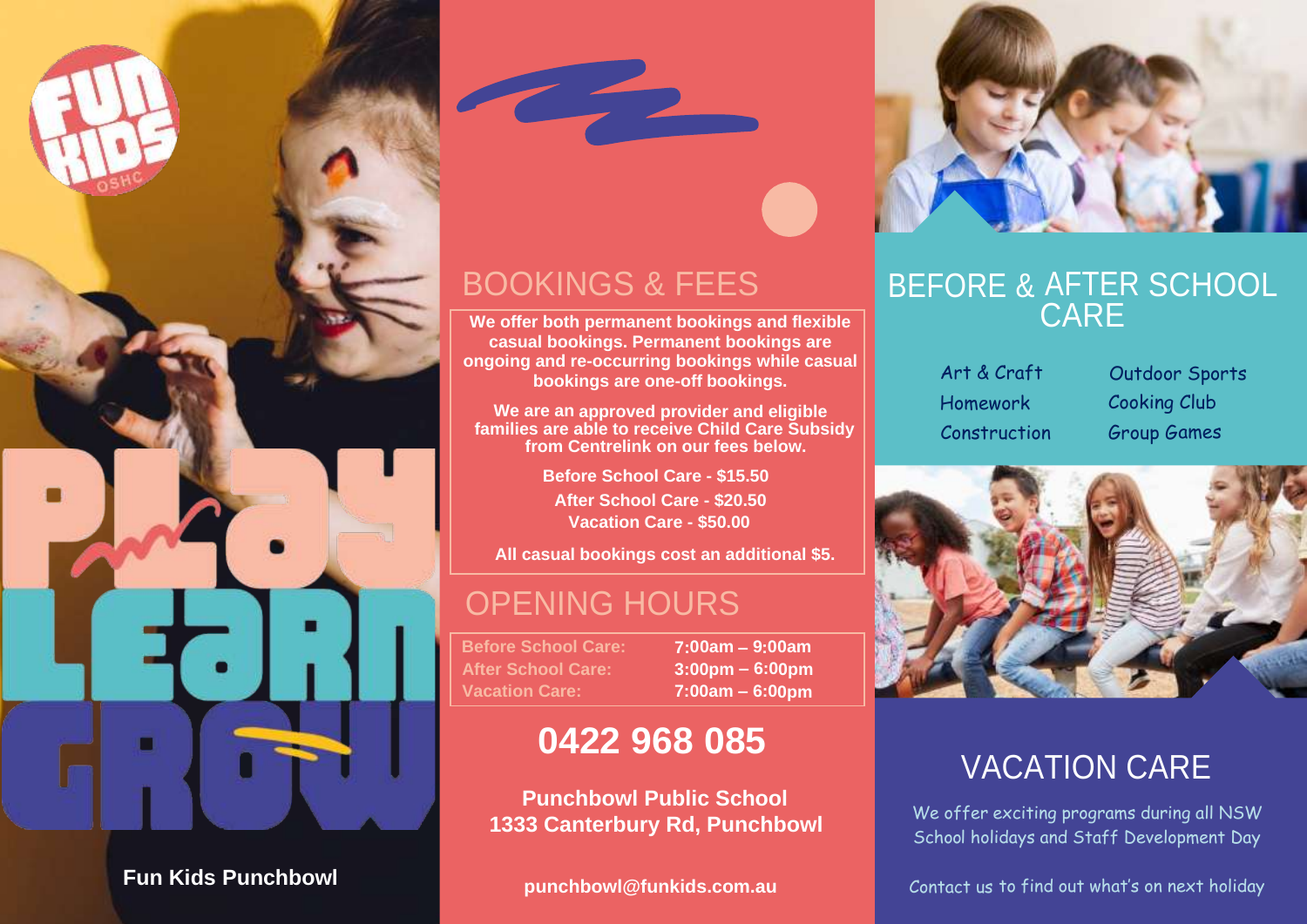FUN KIDS OSHC

# PLAY LEARN GROW

Fun Kids Punchbowl

## BOOKINGS & FEES

**We offer both permanent bookings and flexible casual bookings. Permanent bookings are ongoing and re-occurring bookings while casual bookings are one-off bookings.**

**We are an approved provider and eligible families are able to receive Child Care Subsidy from Centrelink on our fees below.**

**Before School Care - $15.50**
**After School Care - $20.50**
**Vacation Care - $50.00**

**All casual bookings cost an additional $5.**

## OPENING HOURS

| | |
|---|---|
| Before School Care: | 7:00am – 9:00am |
| After School Care: | 3:00pm – 6:00pm |
| Vacation Care: | 7:00am – 6:00pm |

**0422 968 085**

**Punchbowl Public School**
**1333 Canterbury Rd, Punchbowl**

**punchbowl@funkids.com.au**

## BEFORE & AFTER SCHOOL CARE

- Art & Craft
- Homework
- Construction
- Outdoor Sports
- Cooking Club
- Group Games

## VACATION CARE

We offer exciting programs during all NSW School holidays and Staff Development Day

Contact us to find out what's on next holiday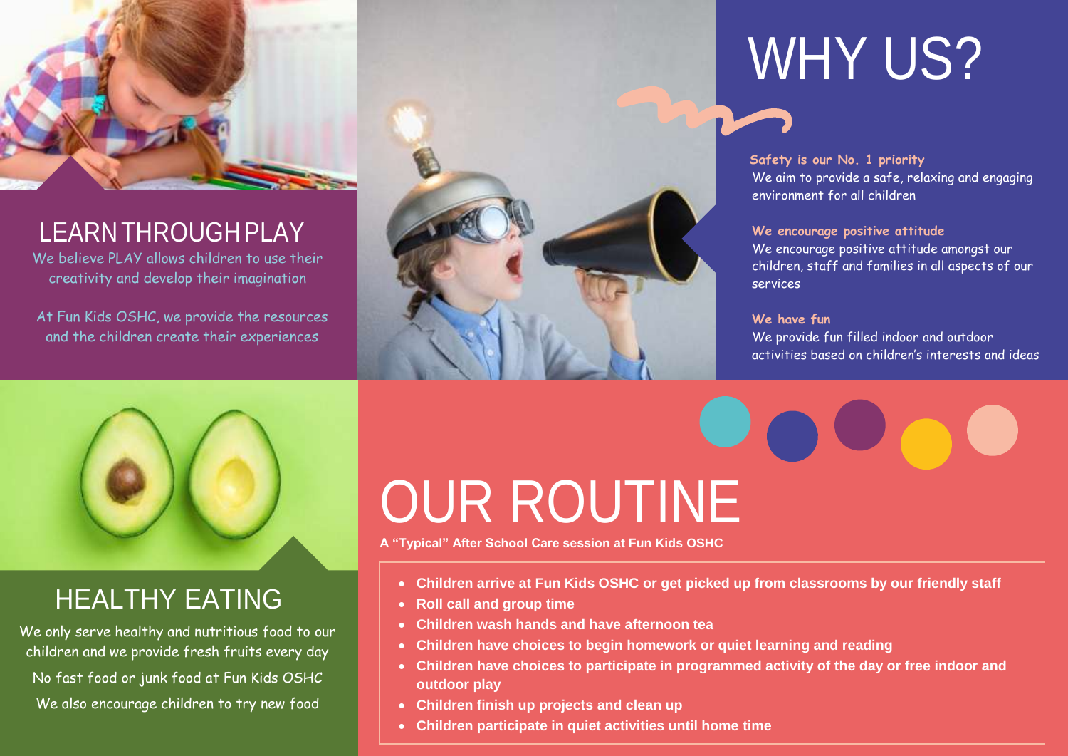## LEARN THROUGH PLAY

We believe PLAY allows children to use their creativity and develop their imagination

At Fun Kids OSHC, we provide the resources and the children create their experiences

# WHY US?

**Safety is our No. 1 priority**

We aim to provide a safe, relaxing and engaging environment for all children

**We encourage positive attitude**

We encourage positive attitude amongst our children, staff and families in all aspects of our services

**We have fun**

We provide fun filled indoor and outdoor activities based on children's interests and ideas

## HEALTHY EATING

We only serve healthy and nutritious food to our children and we provide fresh fruits every day

No fast food or junk food at Fun Kids OSHC

We also encourage children to try new food

# OUR ROUTINE

**A "Typical" After School Care session at Fun Kids OSHC**

- **Children arrive at Fun Kids OSHC or get picked up from classrooms by our friendly staff**
- **Roll call and group time**
- **Children wash hands and have afternoon tea**
- **Children have choices to begin homework or quiet learning and reading**
- **Children have choices to participate in programmed activity of the day or free indoor and outdoor play**
- **Children finish up projects and clean up**
- **Children participate in quiet activities until home time**